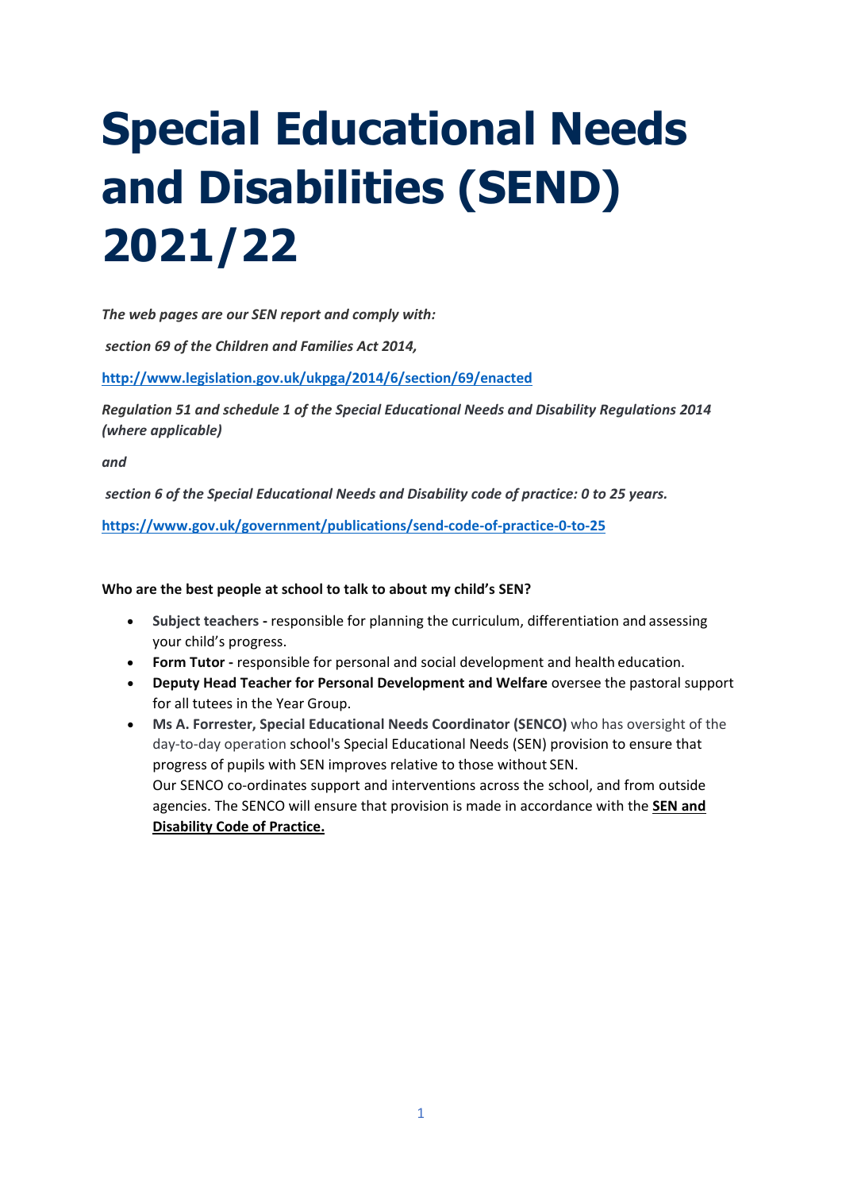# Special Educational Needs and Disabilities (SEND) 2021/22

***The web pages are our SEN report and comply with:***

***section 69 of the Children and Families Act 2014,***

**http://www.legislation.gov.uk/ukpga/2014/6/section/69/enacted**

***Regulation 51 and schedule 1 of the Special Educational Needs and Disability Regulations 2014 (where applicable)***

***and***

***section 6 of the Special Educational Needs and Disability code of practice: 0 to 25 years.***

**https://www.gov.uk/government/publications/send-code-of-practice-0-to-25**

**Who are the best people at school to talk to about my child's SEN?**

- **Subject teachers -** responsible for planning the curriculum, differentiation and assessing your child's progress.
- **Form Tutor -** responsible for personal and social development and health education.
- **Deputy Head Teacher for Personal Development and Welfare** oversee the pastoral support for all tutees in the Year Group.
- **Ms A. Forrester, Special Educational Needs Coordinator (SENCO)** who has oversight of the day-to-day operation school's Special Educational Needs (SEN) provision to ensure that progress of pupils with SEN improves relative to those without SEN.
  Our SENCO co-ordinates support and interventions across the school, and from outside agencies. The SENCO will ensure that provision is made in accordance with the **SEN and Disability Code of Practice.**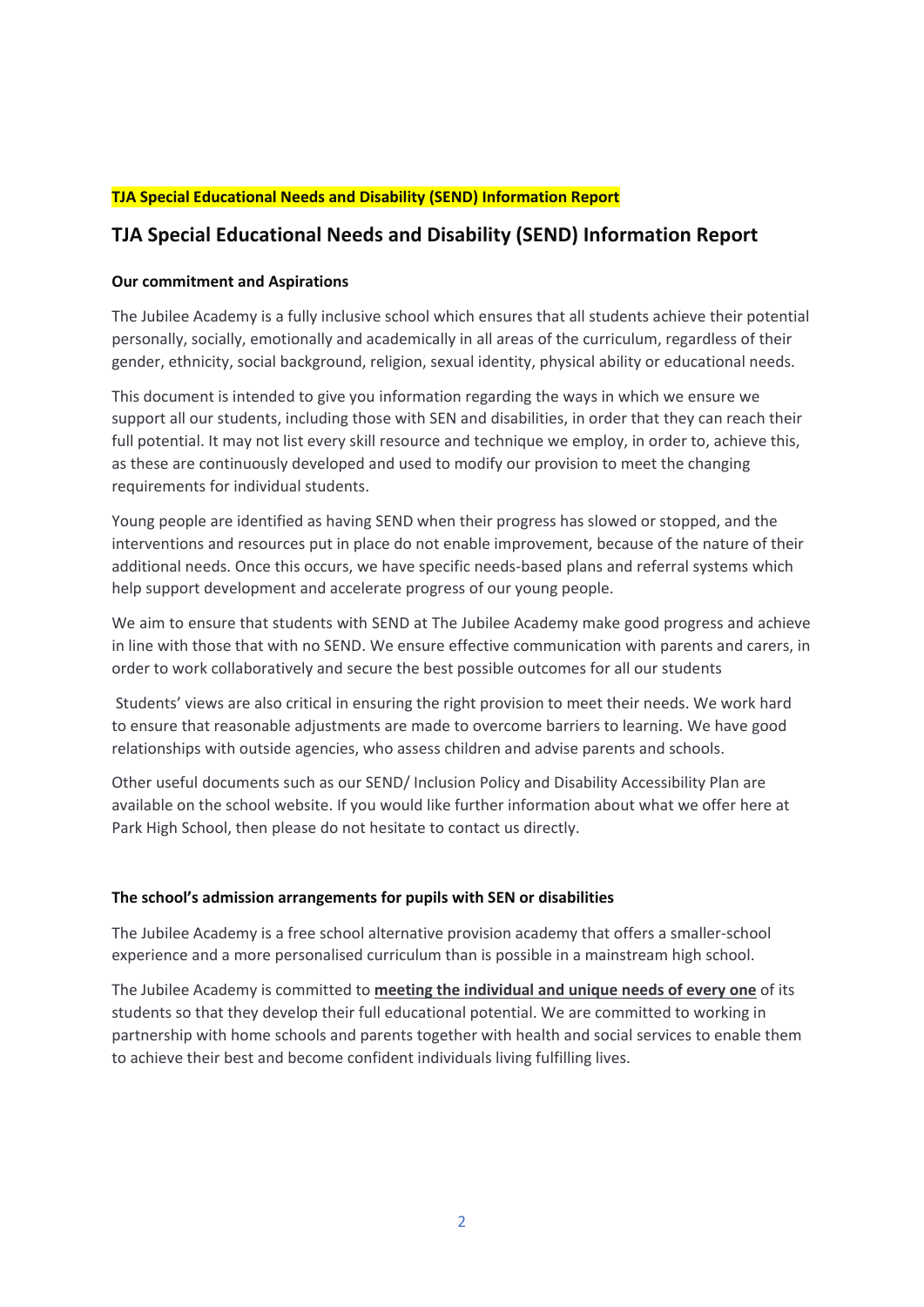**TJA Special Educational Needs and Disability (SEND) Information Report**

# TJA Special Educational Needs and Disability (SEND) Information Report

**Our commitment and Aspirations**

The Jubilee Academy is a fully inclusive school which ensures that all students achieve their potential personally, socially, emotionally and academically in all areas of the curriculum, regardless of their gender, ethnicity, social background, religion, sexual identity, physical ability or educational needs.

This document is intended to give you information regarding the ways in which we ensure we support all our students, including those with SEN and disabilities, in order that they can reach their full potential. It may not list every skill resource and technique we employ, in order to, achieve this, as these are continuously developed and used to modify our provision to meet the changing requirements for individual students.

Young people are identified as having SEND when their progress has slowed or stopped, and the interventions and resources put in place do not enable improvement, because of the nature of their additional needs. Once this occurs, we have specific needs-based plans and referral systems which help support development and accelerate progress of our young people.

We aim to ensure that students with SEND at The Jubilee Academy make good progress and achieve in line with those that with no SEND. We ensure effective communication with parents and carers, in order to work collaboratively and secure the best possible outcomes for all our students

Students' views are also critical in ensuring the right provision to meet their needs. We work hard to ensure that reasonable adjustments are made to overcome barriers to learning. We have good relationships with outside agencies, who assess children and advise parents and schools.

Other useful documents such as our SEND/ Inclusion Policy and Disability Accessibility Plan are available on the school website. If you would like further information about what we offer here at Park High School, then please do not hesitate to contact us directly.

**The school's admission arrangements for pupils with SEN or disabilities**

The Jubilee Academy is a free school alternative provision academy that offers a smaller-school experience and a more personalised curriculum than is possible in a mainstream high school.

The Jubilee Academy is committed to **meeting the individual and unique needs of every one** of its students so that they develop their full educational potential. We are committed to working in partnership with home schools and parents together with health and social services to enable them to achieve their best and become confident individuals living fulfilling lives.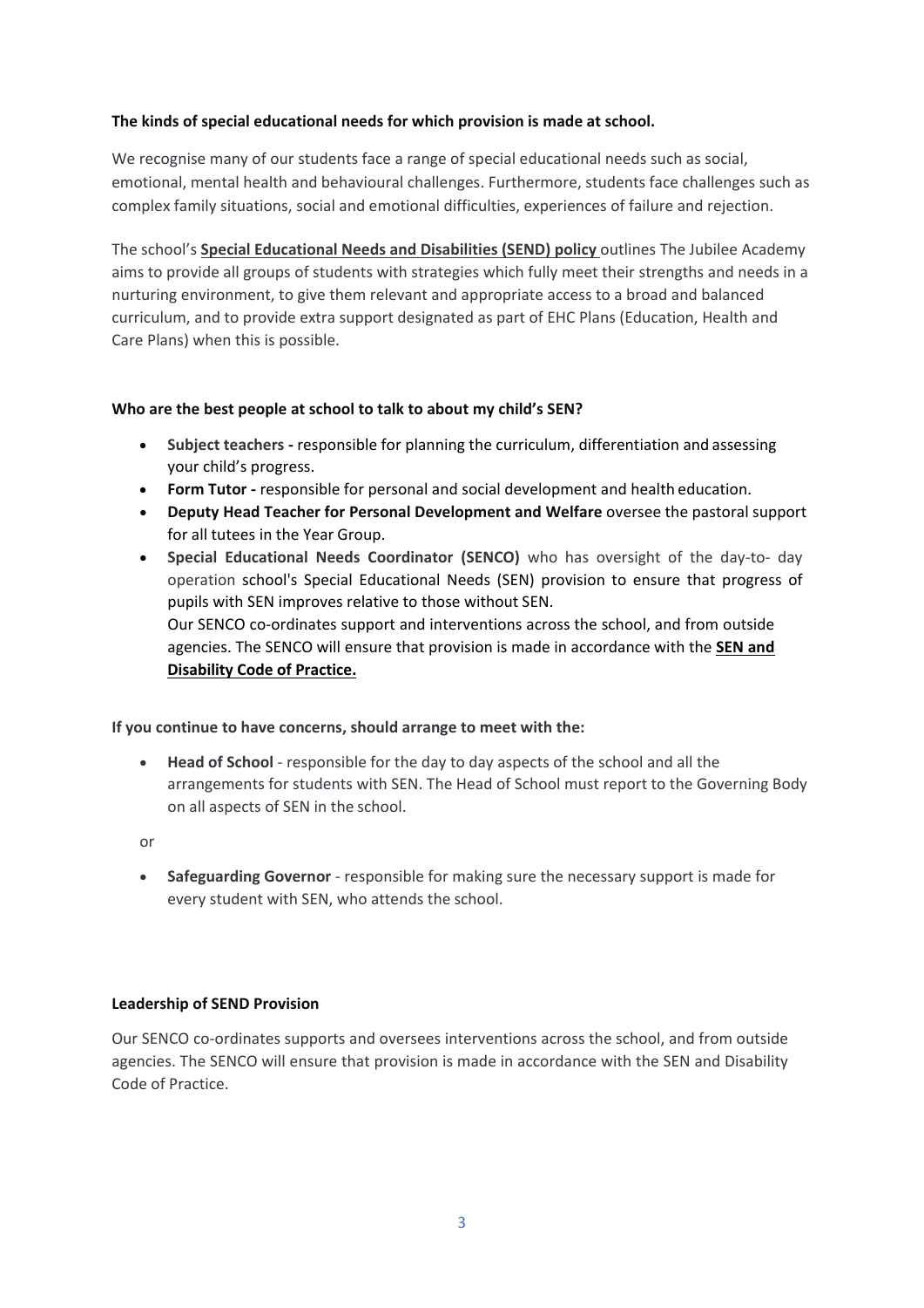**The kinds of special educational needs for which provision is made at school.**

We recognise many of our students face a range of special educational needs such as social, emotional, mental health and behavioural challenges. Furthermore, students face challenges such as complex family situations, social and emotional difficulties, experiences of failure and rejection.

The school's **Special Educational Needs and Disabilities (SEND) policy** outlines The Jubilee Academy aims to provide all groups of students with strategies which fully meet their strengths and needs in a nurturing environment, to give them relevant and appropriate access to a broad and balanced curriculum, and to provide extra support designated as part of EHC Plans (Education, Health and Care Plans) when this is possible.

**Who are the best people at school to talk to about my child's SEN?**

- **Subject teachers -** responsible for planning the curriculum, differentiation and assessing your child's progress.
- **Form Tutor -** responsible for personal and social development and health education.
- **Deputy Head Teacher for Personal Development and Welfare** oversee the pastoral support for all tutees in the Year Group.
- **Special Educational Needs Coordinator (SENCO)** who has oversight of the day-to- day operation school's Special Educational Needs (SEN) provision to ensure that progress of pupils with SEN improves relative to those without SEN.
  Our SENCO co-ordinates support and interventions across the school, and from outside agencies. The SENCO will ensure that provision is made in accordance with the **SEN and Disability Code of Practice.**

**If you continue to have concerns, should arrange to meet with the:**

- **Head of School** - responsible for the day to day aspects of the school and all the arrangements for students with SEN. The Head of School must report to the Governing Body on all aspects of SEN in the school.

or

- **Safeguarding Governor** - responsible for making sure the necessary support is made for every student with SEN, who attends the school.

**Leadership of SEND Provision**

Our SENCO co-ordinates supports and oversees interventions across the school, and from outside agencies. The SENCO will ensure that provision is made in accordance with the SEN and Disability Code of Practice.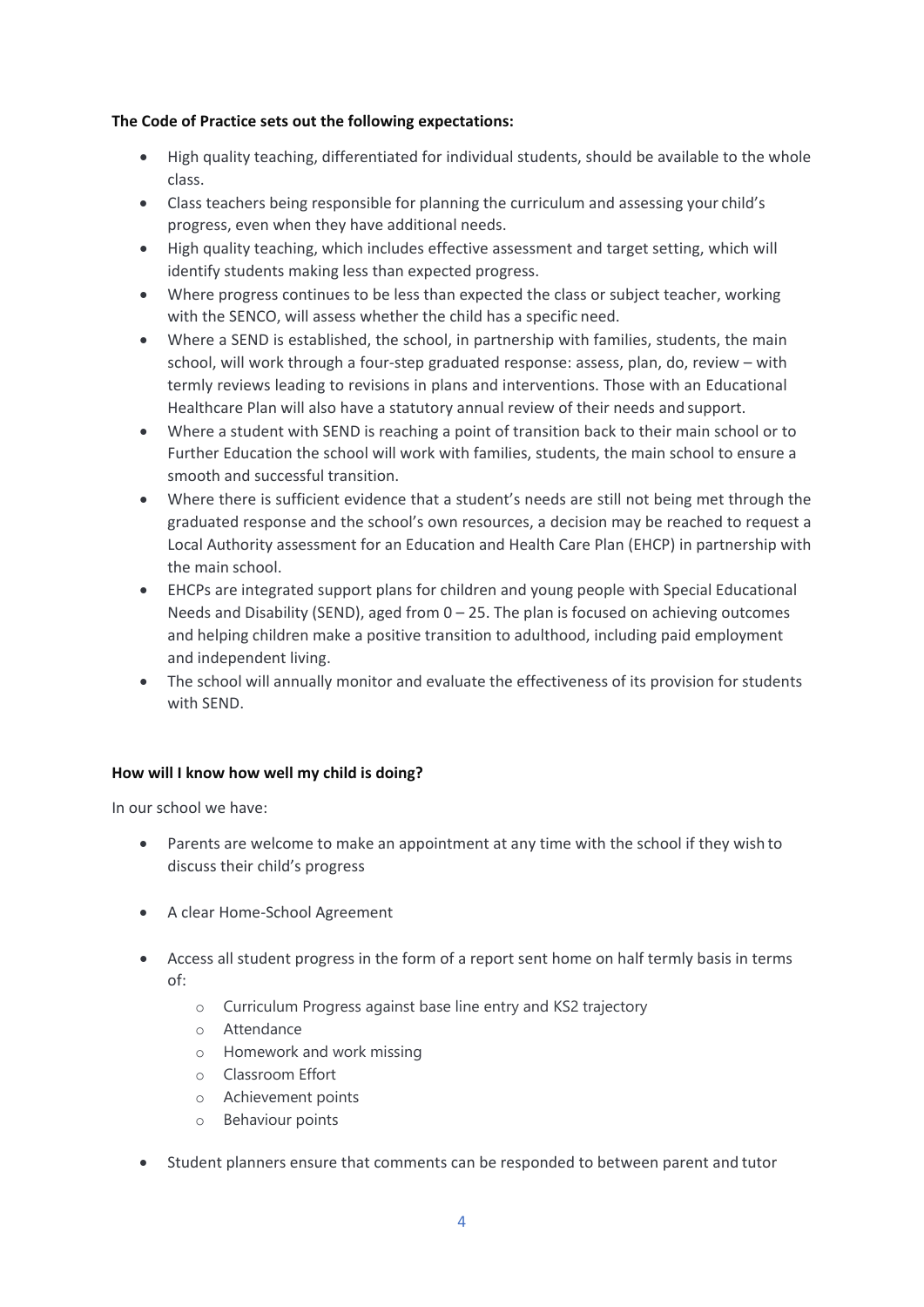**The Code of Practice sets out the following expectations:**

- High quality teaching, differentiated for individual students, should be available to the whole class.
- Class teachers being responsible for planning the curriculum and assessing your child's progress, even when they have additional needs.
- High quality teaching, which includes effective assessment and target setting, which will identify students making less than expected progress.
- Where progress continues to be less than expected the class or subject teacher, working with the SENCO, will assess whether the child has a specific need.
- Where a SEND is established, the school, in partnership with families, students, the main school, will work through a four-step graduated response: assess, plan, do, review – with termly reviews leading to revisions in plans and interventions. Those with an Educational Healthcare Plan will also have a statutory annual review of their needs and support.
- Where a student with SEND is reaching a point of transition back to their main school or to Further Education the school will work with families, students, the main school to ensure a smooth and successful transition.
- Where there is sufficient evidence that a student's needs are still not being met through the graduated response and the school's own resources, a decision may be reached to request a Local Authority assessment for an Education and Health Care Plan (EHCP) in partnership with the main school.
- EHCPs are integrated support plans for children and young people with Special Educational Needs and Disability (SEND), aged from 0 – 25. The plan is focused on achieving outcomes and helping children make a positive transition to adulthood, including paid employment and independent living.
- The school will annually monitor and evaluate the effectiveness of its provision for students with SEND.

**How will I know how well my child is doing?**

In our school we have:

- Parents are welcome to make an appointment at any time with the school if they wish to discuss their child's progress
- A clear Home-School Agreement
- Access all student progress in the form of a report sent home on half termly basis in terms of:
  - Curriculum Progress against base line entry and KS2 trajectory
  - Attendance
  - Homework and work missing
  - Classroom Effort
  - Achievement points
  - Behaviour points
- Student planners ensure that comments can be responded to between parent and tutor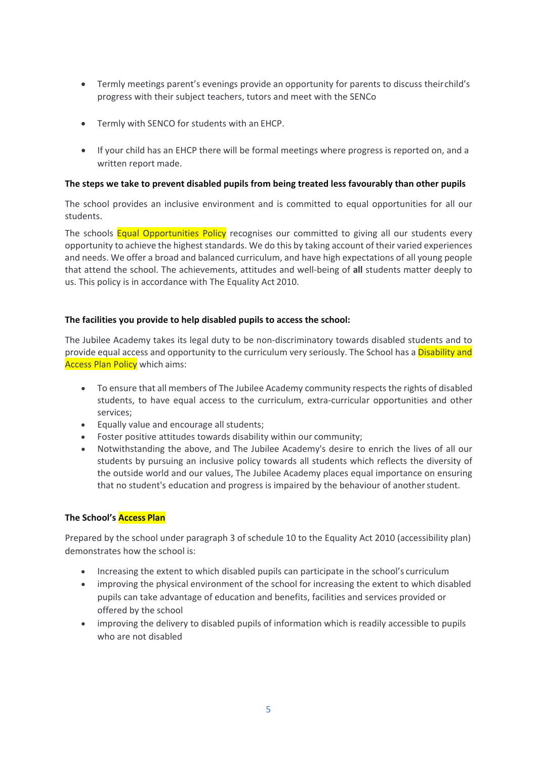- Termly meetings parent's evenings provide an opportunity for parents to discuss their child's progress with their subject teachers, tutors and meet with the SENCo

- Termly with SENCO for students with an EHCP.

- If your child has an EHCP there will be formal meetings where progress is reported on, and a written report made.

**The steps we take to prevent disabled pupils from being treated less favourably than other pupils**

The school provides an inclusive environment and is committed to equal opportunities for all our students.

The schools Equal Opportunities Policy recognises our committed to giving all our students every opportunity to achieve the highest standards. We do this by taking account of their varied experiences and needs. We offer a broad and balanced curriculum, and have high expectations of all young people that attend the school. The achievements, attitudes and well-being of **all** students matter deeply to us. This policy is in accordance with The Equality Act 2010.

**The facilities you provide to help disabled pupils to access the school:**

The Jubilee Academy takes its legal duty to be non-discriminatory towards disabled students and to provide equal access and opportunity to the curriculum very seriously. The School has a Disability and Access Plan Policy which aims:

- To ensure that all members of The Jubilee Academy community respects the rights of disabled students, to have equal access to the curriculum, extra-curricular opportunities and other services;
- Equally value and encourage all students;
- Foster positive attitudes towards disability within our community;
- Notwithstanding the above, and The Jubilee Academy's desire to enrich the lives of all our students by pursuing an inclusive policy towards all students which reflects the diversity of the outside world and our values, The Jubilee Academy places equal importance on ensuring that no student's education and progress is impaired by the behaviour of another student.

**The School's Access Plan**

Prepared by the school under paragraph 3 of schedule 10 to the Equality Act 2010 (accessibility plan) demonstrates how the school is:

- Increasing the extent to which disabled pupils can participate in the school's curriculum
- improving the physical environment of the school for increasing the extent to which disabled pupils can take advantage of education and benefits, facilities and services provided or offered by the school
- improving the delivery to disabled pupils of information which is readily accessible to pupils who are not disabled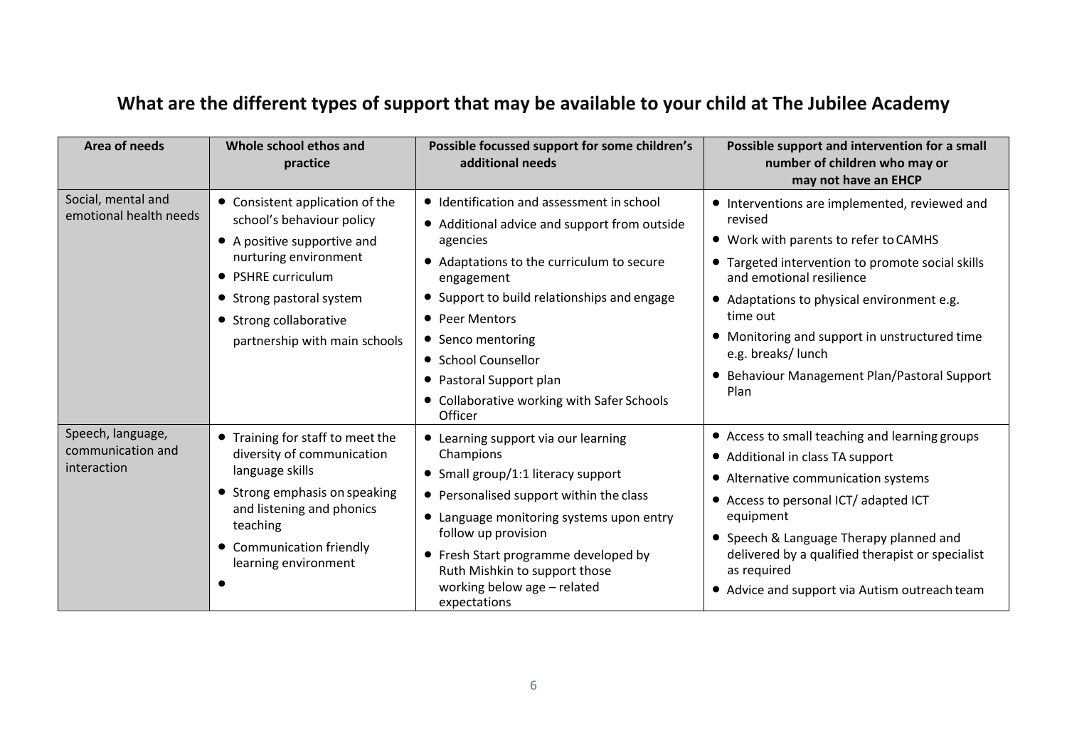## What are the different types of support that may be available to your child at The Jubilee Academy

| Area of needs | Whole school ethos and practice | Possible focussed support for some children's additional needs | Possible support and intervention for a small number of children who may or may not have an EHCP |
|---|---|---|---|
| Social, mental and emotional health needs | • Consistent application of the school's behaviour policy<br>• A positive supportive and nurturing environment<br>• PSHRE curriculum<br>• Strong pastoral system<br>• Strong collaborative partnership with main schools | • Identification and assessment in school<br>• Additional advice and support from outside agencies<br>• Adaptations to the curriculum to secure engagement<br>• Support to build relationships and engage<br>• Peer Mentors<br>• Senco mentoring<br>• School Counsellor<br>• Pastoral Support plan<br>• Collaborative working with Safer Schools Officer | • Interventions are implemented, reviewed and revised<br>• Work with parents to refer to CAMHS<br>• Targeted intervention to promote social skills and emotional resilience<br>• Adaptations to physical environment e.g. time out<br>• Monitoring and support in unstructured time e.g. breaks/ lunch<br>• Behaviour Management Plan/Pastoral Support Plan |
| Speech, language, communication and interaction | • Training for staff to meet the diversity of communication language skills<br>• Strong emphasis on speaking and listening and phonics teaching<br>• Communication friendly learning environment<br>• | • Learning support via our learning Champions<br>• Small group/1:1 literacy support<br>• Personalised support within the class<br>• Language monitoring systems upon entry follow up provision<br>• Fresh Start programme developed by Ruth Mishkin to support those working below age – related expectations | • Access to small teaching and learning groups<br>• Additional in class TA support<br>• Alternative communication systems<br>• Access to personal ICT/ adapted ICT equipment<br>• Speech & Language Therapy planned and delivered by a qualified therapist or specialist as required<br>• Advice and support via Autism outreach team |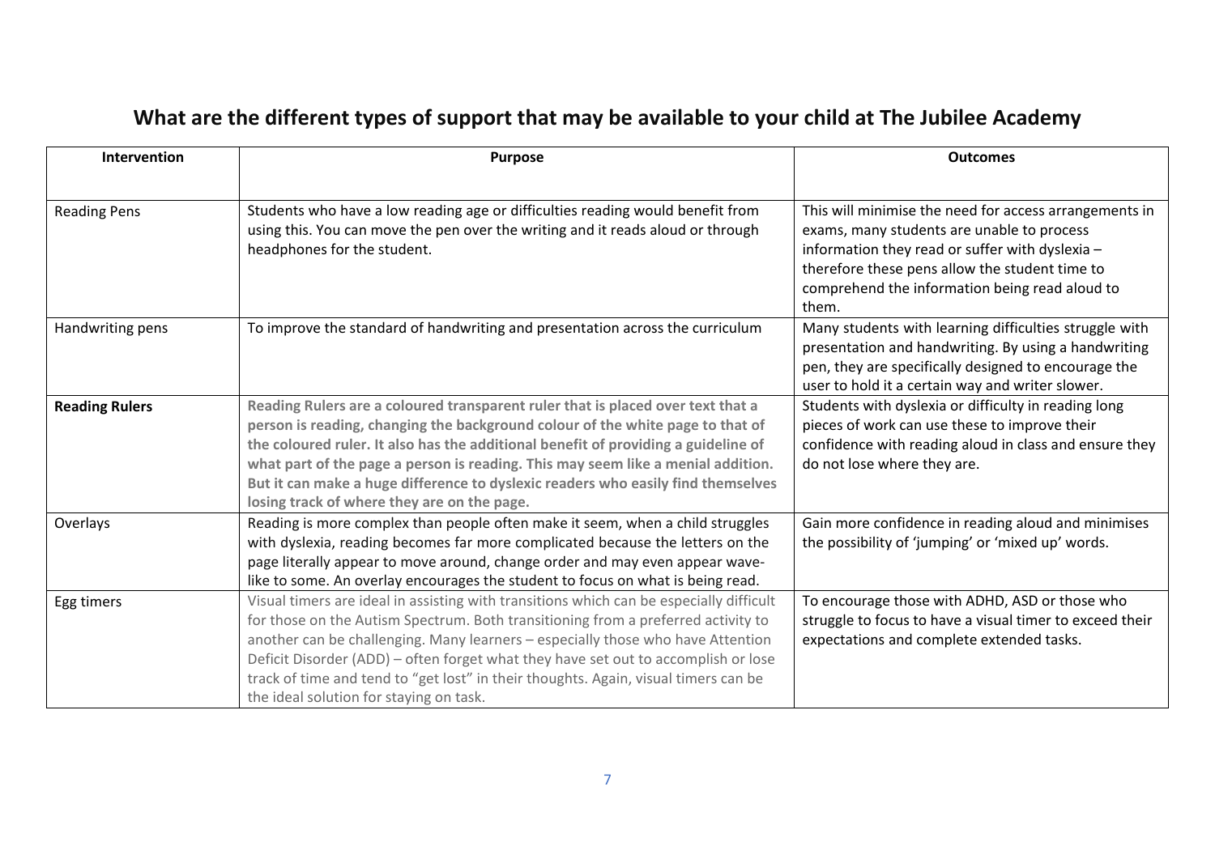# What are the different types of support that may be available to your child at The Jubilee Academy

| Intervention | Purpose | Outcomes |
|---|---|---|
| Reading Pens | Students who have a low reading age or difficulties reading would benefit from using this. You can move the pen over the writing and it reads aloud or through headphones for the student. | This will minimise the need for access arrangements in exams, many students are unable to process information they read or suffer with dyslexia – therefore these pens allow the student time to comprehend the information being read aloud to them. |
| Handwriting pens | To improve the standard of handwriting and presentation across the curriculum | Many students with learning difficulties struggle with presentation and handwriting. By using a handwriting pen, they are specifically designed to encourage the user to hold it a certain way and writer slower. |
| **Reading Rulers** | **Reading Rulers are a coloured transparent ruler that is placed over text that a person is reading, changing the background colour of the white page to that of the coloured ruler. It also has the additional benefit of providing a guideline of what part of the page a person is reading. This may seem like a menial addition. But it can make a huge difference to dyslexic readers who easily find themselves losing track of where they are on the page.** | Students with dyslexia or difficulty in reading long pieces of work can use these to improve their confidence with reading aloud in class and ensure they do not lose where they are. |
| Overlays | Reading is more complex than people often make it seem, when a child struggles with dyslexia, reading becomes far more complicated because the letters on the page literally appear to move around, change order and may even appear wave-like to some. An overlay encourages the student to focus on what is being read. | Gain more confidence in reading aloud and minimises the possibility of 'jumping' or 'mixed up' words. |
| Egg timers | Visual timers are ideal in assisting with transitions which can be especially difficult for those on the Autism Spectrum. Both transitioning from a preferred activity to another can be challenging. Many learners – especially those who have Attention Deficit Disorder (ADD) – often forget what they have set out to accomplish or lose track of time and tend to "get lost" in their thoughts. Again, visual timers can be the ideal solution for staying on task. | To encourage those with ADHD, ASD or those who struggle to focus to have a visual timer to exceed their expectations and complete extended tasks. |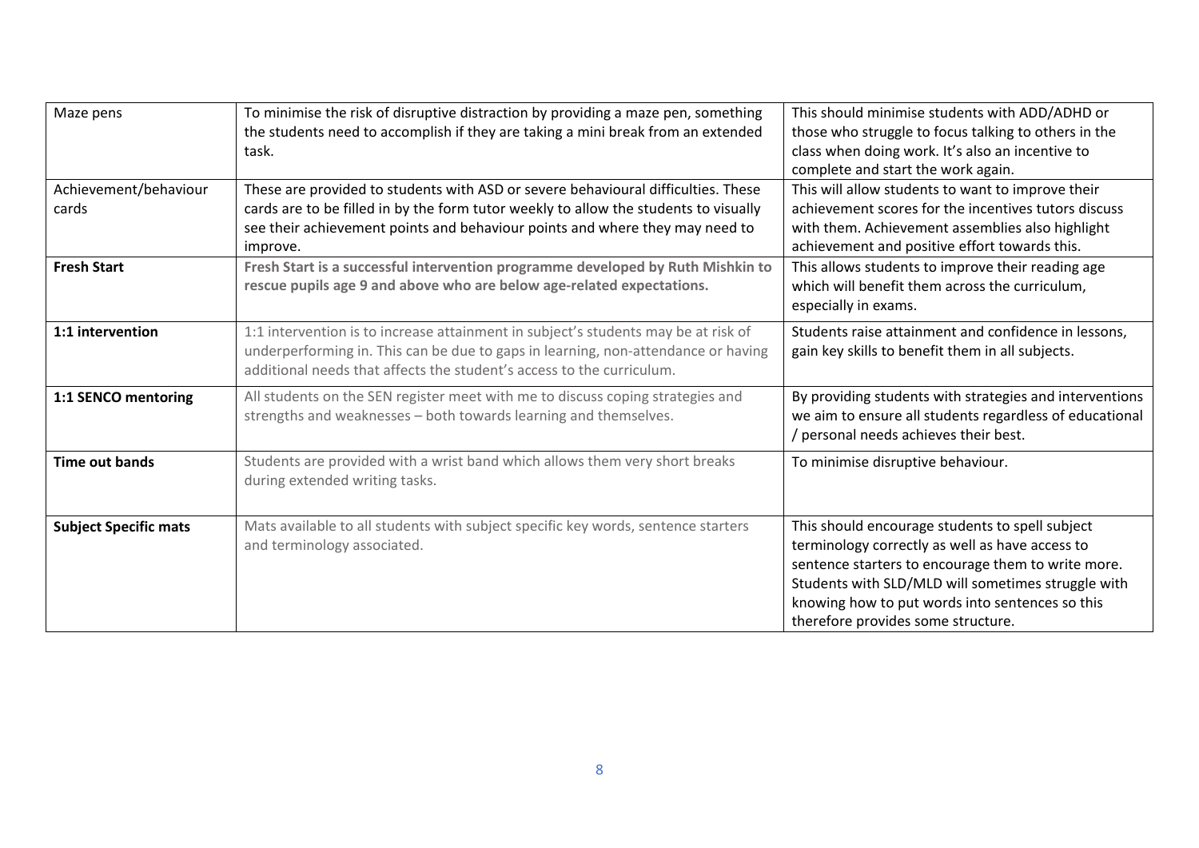| Maze pens | To minimise the risk of disruptive distraction by providing a maze pen, something the students need to accomplish if they are taking a mini break from an extended task. | This should minimise students with ADD/ADHD or those who struggle to focus talking to others in the class when doing work. It's also an incentive to complete and start the work again. |
|---|---|---|
| Achievement/behaviour cards | These are provided to students with ASD or severe behavioural difficulties. These cards are to be filled in by the form tutor weekly to allow the students to visually see their achievement points and behaviour points and where they may need to improve. | This will allow students to want to improve their achievement scores for the incentives tutors discuss with them. Achievement assemblies also highlight achievement and positive effort towards this. |
| **Fresh Start** | **Fresh Start is a successful intervention programme developed by Ruth Mishkin to rescue pupils age 9 and above who are below age-related expectations.** | This allows students to improve their reading age which will benefit them across the curriculum, especially in exams. |
| **1:1 intervention** | 1:1 intervention is to increase attainment in subject's students may be at risk of underperforming in. This can be due to gaps in learning, non-attendance or having additional needs that affects the student's access to the curriculum. | Students raise attainment and confidence in lessons, gain key skills to benefit them in all subjects. |
| **1:1 SENCO mentoring** | All students on the SEN register meet with me to discuss coping strategies and strengths and weaknesses – both towards learning and themselves. | By providing students with strategies and interventions we aim to ensure all students regardless of educational / personal needs achieves their best. |
| **Time out bands** | Students are provided with a wrist band which allows them very short breaks during extended writing tasks. | To minimise disruptive behaviour. |
| **Subject Specific mats** | Mats available to all students with subject specific key words, sentence starters and terminology associated. | This should encourage students to spell subject terminology correctly as well as have access to sentence starters to encourage them to write more. Students with SLD/MLD will sometimes struggle with knowing how to put words into sentences so this therefore provides some structure. |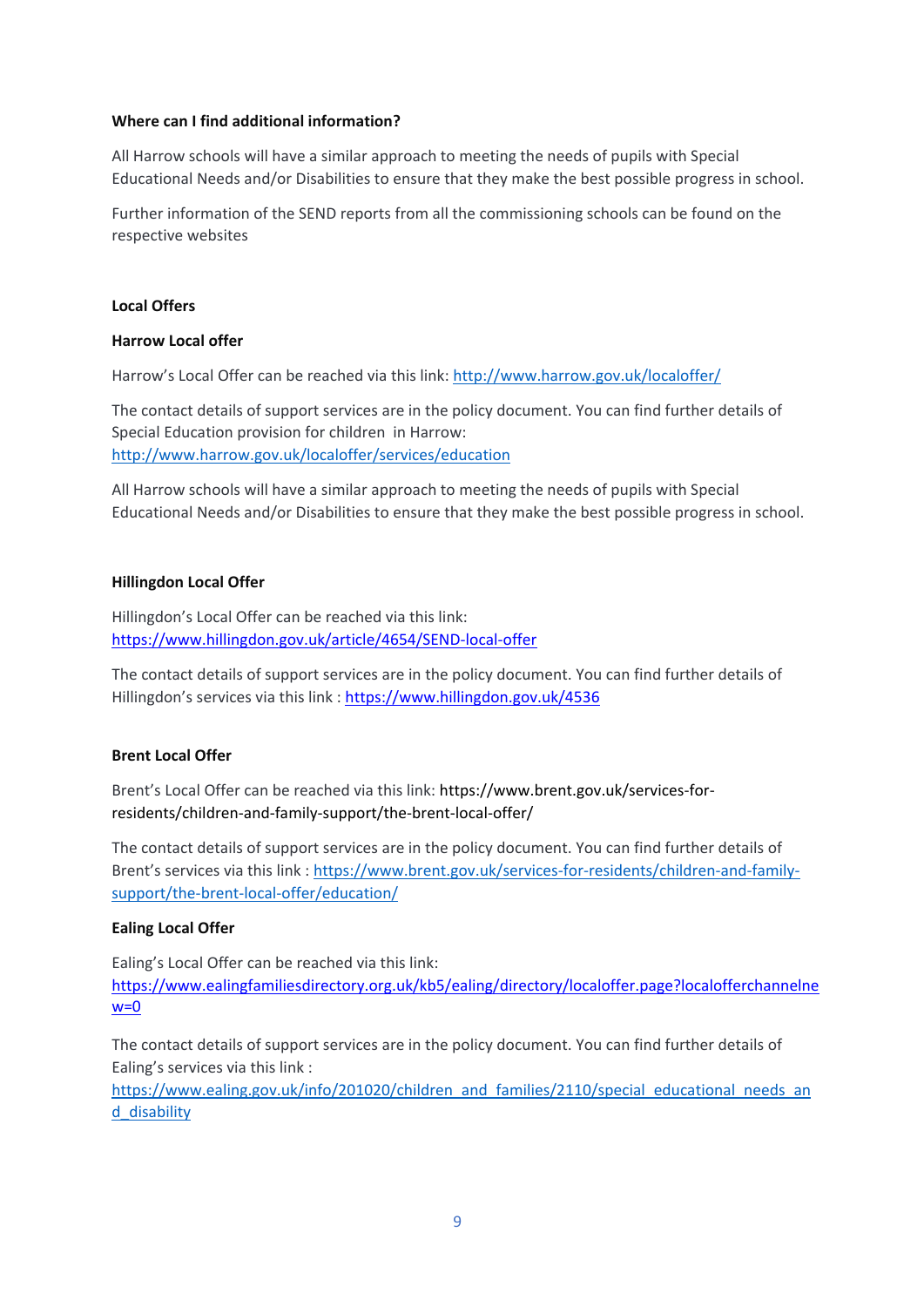**Where can I find additional information?**

All Harrow schools will have a similar approach to meeting the needs of pupils with Special Educational Needs and/or Disabilities to ensure that they make the best possible progress in school.

Further information of the SEND reports from all the commissioning schools can be found on the respective websites

**Local Offers**

**Harrow Local offer**

Harrow's Local Offer can be reached via this link: http://www.harrow.gov.uk/localoffer/

The contact details of support services are in the policy document. You can find further details of Special Education provision for children in Harrow: http://www.harrow.gov.uk/localoffer/services/education

All Harrow schools will have a similar approach to meeting the needs of pupils with Special Educational Needs and/or Disabilities to ensure that they make the best possible progress in school.

**Hillingdon Local Offer**

Hillingdon's Local Offer can be reached via this link: https://www.hillingdon.gov.uk/article/4654/SEND-local-offer

The contact details of support services are in the policy document. You can find further details of Hillingdon's services via this link : https://www.hillingdon.gov.uk/4536

**Brent Local Offer**

Brent's Local Offer can be reached via this link: https://www.brent.gov.uk/services-for-residents/children-and-family-support/the-brent-local-offer/

The contact details of support services are in the policy document. You can find further details of Brent's services via this link : https://www.brent.gov.uk/services-for-residents/children-and-family-support/the-brent-local-offer/education/

**Ealing Local Offer**

Ealing's Local Offer can be reached via this link: https://www.ealingfamiliesdirectory.org.uk/kb5/ealing/directory/localoffer.page?localofferchannelnew=0

The contact details of support services are in the policy document. You can find further details of Ealing's services via this link : https://www.ealing.gov.uk/info/201020/children_and_families/2110/special_educational_needs_and_disability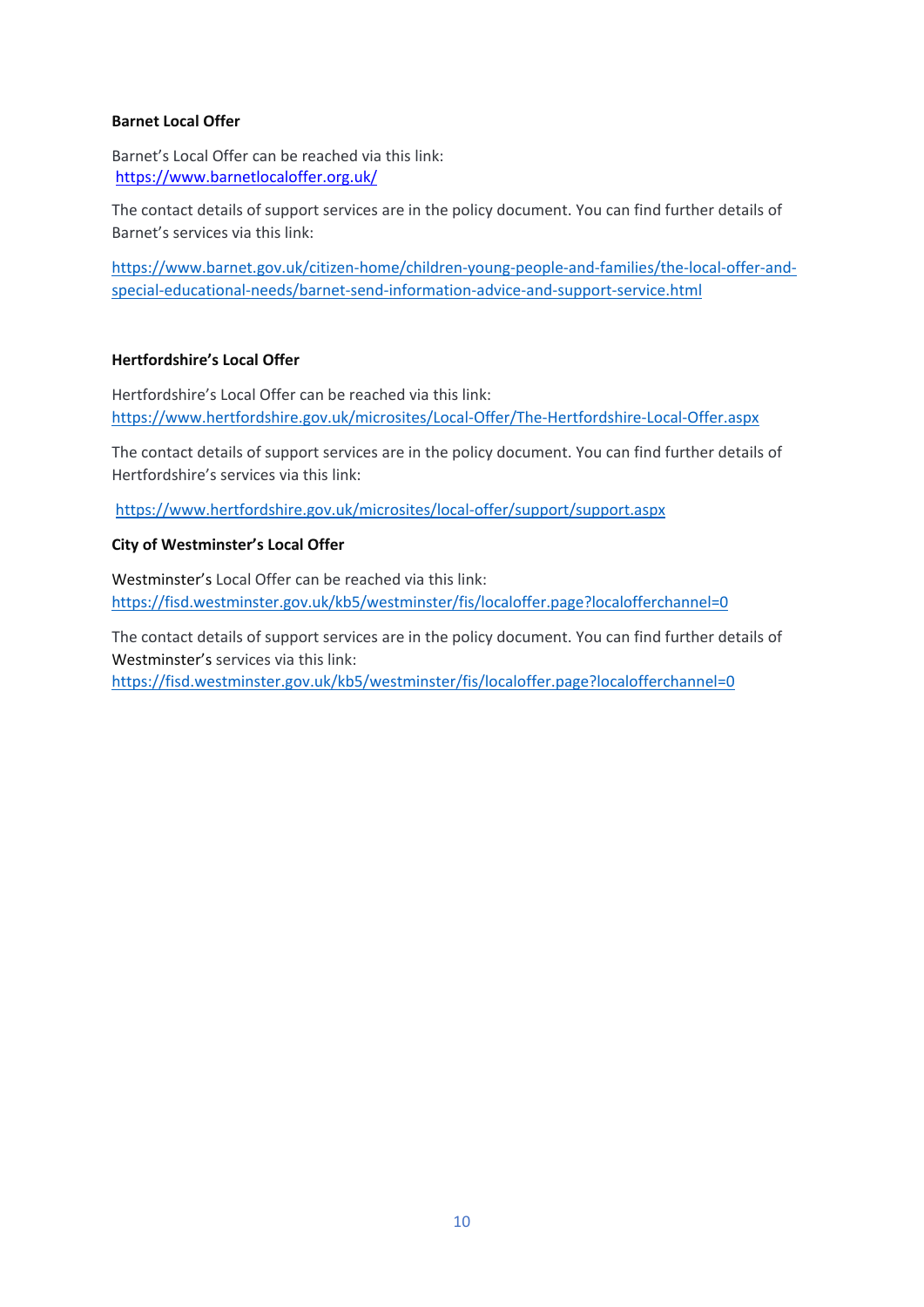**Barnet Local Offer**

Barnet's Local Offer can be reached via this link:
https://www.barnetlocaloffer.org.uk/

The contact details of support services are in the policy document. You can find further details of Barnet's services via this link:

https://www.barnet.gov.uk/citizen-home/children-young-people-and-families/the-local-offer-and-special-educational-needs/barnet-send-information-advice-and-support-service.html

**Hertfordshire's Local Offer**

Hertfordshire's Local Offer can be reached via this link:
https://www.hertfordshire.gov.uk/microsites/Local-Offer/The-Hertfordshire-Local-Offer.aspx

The contact details of support services are in the policy document. You can find further details of Hertfordshire's services via this link:

https://www.hertfordshire.gov.uk/microsites/local-offer/support/support.aspx

**City of Westminster's Local Offer**

Westminster's Local Offer can be reached via this link:
https://fisd.westminster.gov.uk/kb5/westminster/fis/localoffer.page?localofferchannel=0

The contact details of support services are in the policy document. You can find further details of Westminster's services via this link:
https://fisd.westminster.gov.uk/kb5/westminster/fis/localoffer.page?localofferchannel=0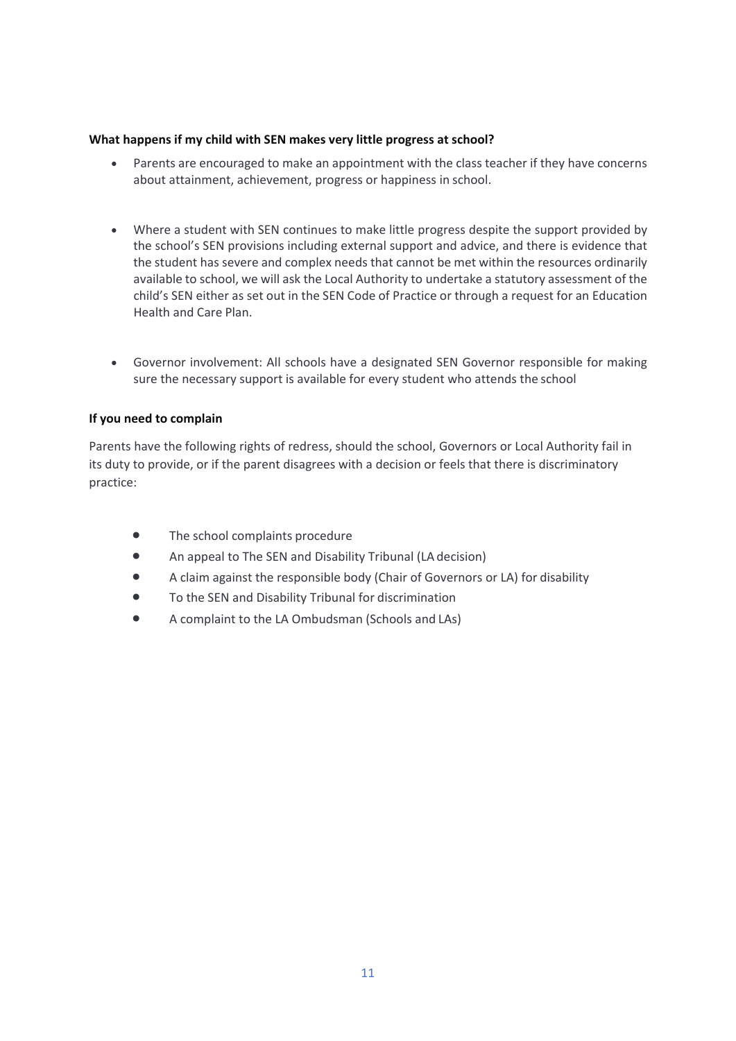**What happens if my child with SEN makes very little progress at school?**

- Parents are encouraged to make an appointment with the class teacher if they have concerns about attainment, achievement, progress or happiness in school.

- Where a student with SEN continues to make little progress despite the support provided by the school's SEN provisions including external support and advice, and there is evidence that the student has severe and complex needs that cannot be met within the resources ordinarily available to school, we will ask the Local Authority to undertake a statutory assessment of the child's SEN either as set out in the SEN Code of Practice or through a request for an Education Health and Care Plan.

- Governor involvement: All schools have a designated SEN Governor responsible for making sure the necessary support is available for every student who attends the school

**If you need to complain**

Parents have the following rights of redress, should the school, Governors or Local Authority fail in its duty to provide, or if the parent disagrees with a decision or feels that there is discriminatory practice:

- The school complaints procedure
- An appeal to The SEN and Disability Tribunal (LA decision)
- A claim against the responsible body (Chair of Governors or LA) for disability
- To the SEN and Disability Tribunal for discrimination
- A complaint to the LA Ombudsman (Schools and LAs)